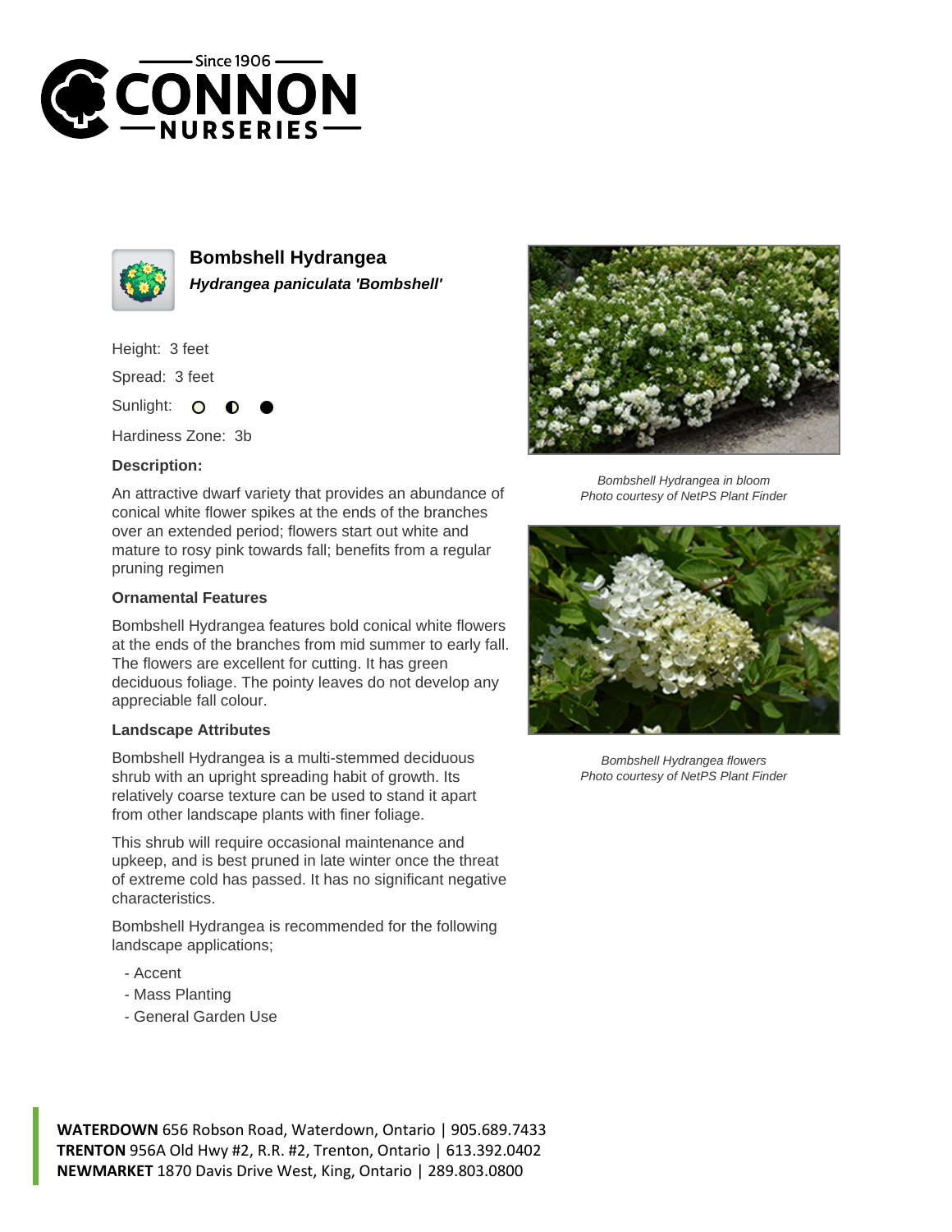# Bombshell Hydrangea

***Hydrangea paniculata 'Bombshell'***

Height: 3 feet

Spread: 3 feet

Sunlight: ○ ◐ ●

Hardiness Zone: 3b

**Description:**

An attractive dwarf variety that provides an abundance of conical white flower spikes at the ends of the branches over an extended period; flowers start out white and mature to rosy pink towards fall; benefits from a regular pruning regimen

### Ornamental Features

Bombshell Hydrangea features bold conical white flowers at the ends of the branches from mid summer to early fall. The flowers are excellent for cutting. It has green deciduous foliage. The pointy leaves do not develop any appreciable fall colour.

### Landscape Attributes

Bombshell Hydrangea is a multi-stemmed deciduous shrub with an upright spreading habit of growth. Its relatively coarse texture can be used to stand it apart from other landscape plants with finer foliage.

This shrub will require occasional maintenance and upkeep, and is best pruned in late winter once the threat of extreme cold has passed. It has no significant negative characteristics.

Bombshell Hydrangea is recommended for the following landscape applications;

- Accent
- Mass Planting
- General Garden Use

*Bombshell Hydrangea in bloom*
*Photo courtesy of NetPS Plant Finder*

*Bombshell Hydrangea flowers*
*Photo courtesy of NetPS Plant Finder*

**WATERDOWN** 656 Robson Road, Waterdown, Ontario | 905.689.7433
**TRENTON** 956A Old Hwy #2, R.R. #2, Trenton, Ontario | 613.392.0402
**NEWMARKET** 1870 Davis Drive West, King, Ontario | 289.803.0800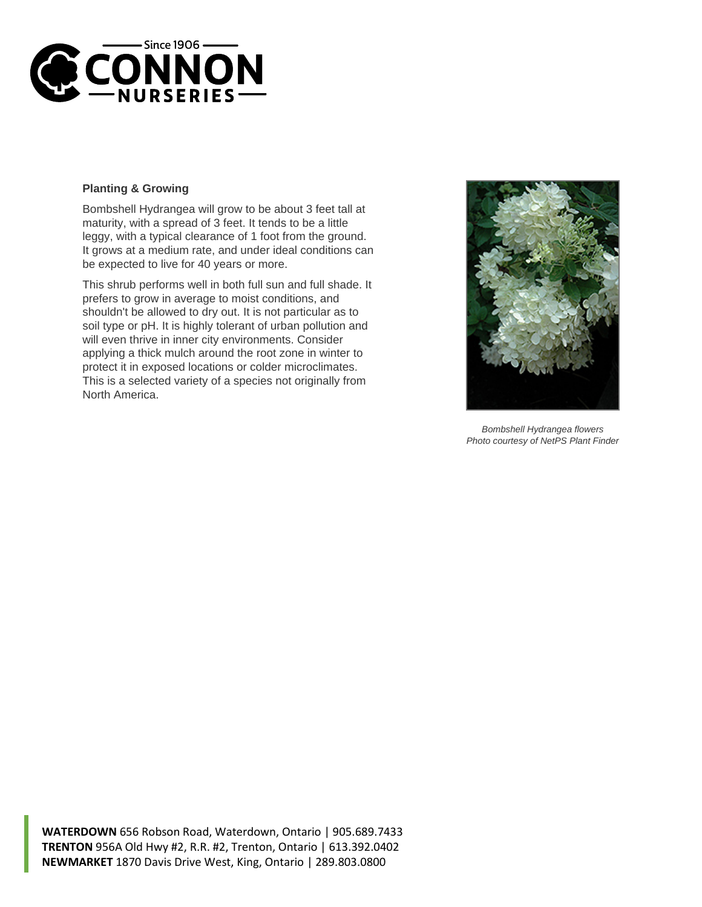## Planting & Growing

Bombshell Hydrangea will grow to be about 3 feet tall at maturity, with a spread of 3 feet. It tends to be a little leggy, with a typical clearance of 1 foot from the ground. It grows at a medium rate, and under ideal conditions can be expected to live for 40 years or more.

This shrub performs well in both full sun and full shade. It prefers to grow in average to moist conditions, and shouldn't be allowed to dry out. It is not particular as to soil type or pH. It is highly tolerant of urban pollution and will even thrive in inner city environments. Consider applying a thick mulch around the root zone in winter to protect it in exposed locations or colder microclimates. This is a selected variety of a species not originally from North America.

*Bombshell Hydrangea flowers*
*Photo courtesy of NetPS Plant Finder*

**WATERDOWN** 656 Robson Road, Waterdown, Ontario | 905.689.7433
**TRENTON** 956A Old Hwy #2, R.R. #2, Trenton, Ontario | 613.392.0402
**NEWMARKET** 1870 Davis Drive West, King, Ontario | 289.803.0800